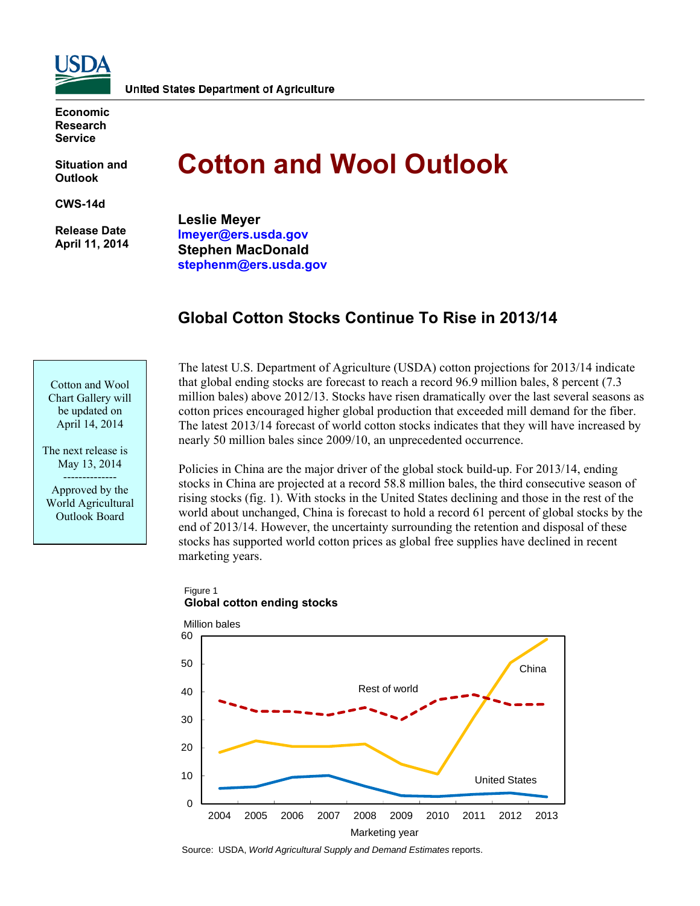United States Department of Agriculture

Economic Research Service

Situation and Outlook

CWS-14d

Release Date
April 11, 2014

# Cotton and Wool Outlook

**Leslie Meyer**
lmeyer@ers.usda.gov
**Stephen MacDonald**
stephenm@ers.usda.gov

## Global Cotton Stocks Continue To Rise in 2013/14

> Cotton and Wool Chart Gallery will be updated on April 14, 2014
>
> The next release is May 13, 2014
>
> --------------
>
> Approved by the World Agricultural Outlook Board

The latest U.S. Department of Agriculture (USDA) cotton projections for 2013/14 indicate that global ending stocks are forecast to reach a record 96.9 million bales, 8 percent (7.3 million bales) above 2012/13. Stocks have risen dramatically over the last several seasons as cotton prices encouraged higher global production that exceeded mill demand for the fiber. The latest 2013/14 forecast of world cotton stocks indicates that they will have increased by nearly 50 million bales since 2009/10, an unprecedented occurrence.

Policies in China are the major driver of the global stock build-up. For 2013/14, ending stocks in China are projected at a record 58.8 million bales, the third consecutive season of rising stocks (fig. 1). With stocks in the United States declining and those in the rest of the world about unchanged, China is forecast to hold a record 61 percent of global stocks by the end of 2013/14. However, the uncertainty surrounding the retention and disposal of these stocks has supported world cotton prices as global free supplies have declined in recent marketing years.

Figure 1
**Global cotton ending stocks**

Source: USDA, *World Agricultural Supply and Demand Estimates* reports.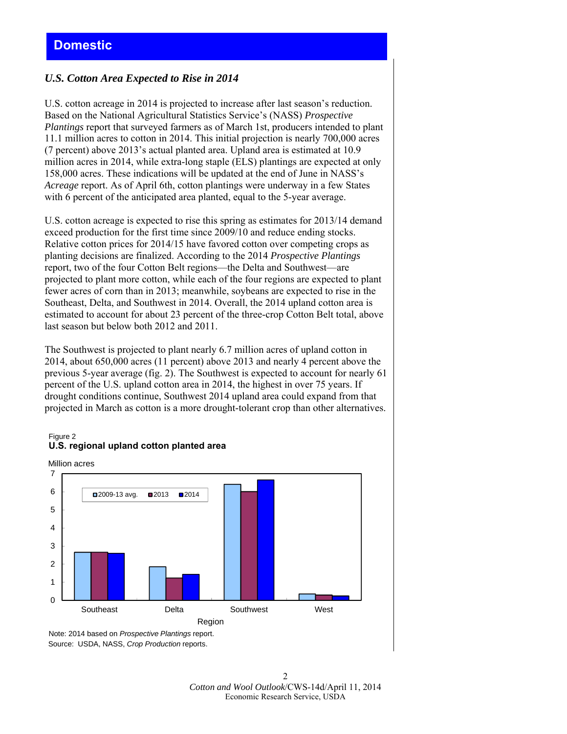# Domestic

## *U.S. Cotton Area Expected to Rise in 2014*

U.S. cotton acreage in 2014 is projected to increase after last season's reduction. Based on the National Agricultural Statistics Service's (NASS) *Prospective Plantings* report that surveyed farmers as of March 1st, producers intended to plant 11.1 million acres to cotton in 2014. This initial projection is nearly 700,000 acres (7 percent) above 2013's actual planted area. Upland area is estimated at 10.9 million acres in 2014, while extra-long staple (ELS) plantings are expected at only 158,000 acres. These indications will be updated at the end of June in NASS's *Acreage* report. As of April 6th, cotton plantings were underway in a few States with 6 percent of the anticipated area planted, equal to the 5-year average.

U.S. cotton acreage is expected to rise this spring as estimates for 2013/14 demand exceed production for the first time since 2009/10 and reduce ending stocks. Relative cotton prices for 2014/15 have favored cotton over competing crops as planting decisions are finalized. According to the 2014 *Prospective Plantings* report, two of the four Cotton Belt regions—the Delta and Southwest—are projected to plant more cotton, while each of the four regions are expected to plant fewer acres of corn than in 2013; meanwhile, soybeans are expected to rise in the Southeast, Delta, and Southwest in 2014. Overall, the 2014 upland cotton area is estimated to account for about 23 percent of the three-crop Cotton Belt total, above last season but below both 2012 and 2011.

The Southwest is projected to plant nearly 6.7 million acres of upland cotton in 2014, about 650,000 acres (11 percent) above 2013 and nearly 4 percent above the previous 5-year average (fig. 2). The Southwest is expected to account for nearly 61 percent of the U.S. upland cotton area in 2014, the highest in over 75 years. If drought conditions continue, Southwest 2014 upland area could expand from that projected in March as cotton is a more drought-tolerant crop than other alternatives.

Figure 2
**U.S. regional upland cotton planted area**

Note: 2014 based on *Prospective Plantings* report.
Source: USDA, NASS, *Crop Production* reports.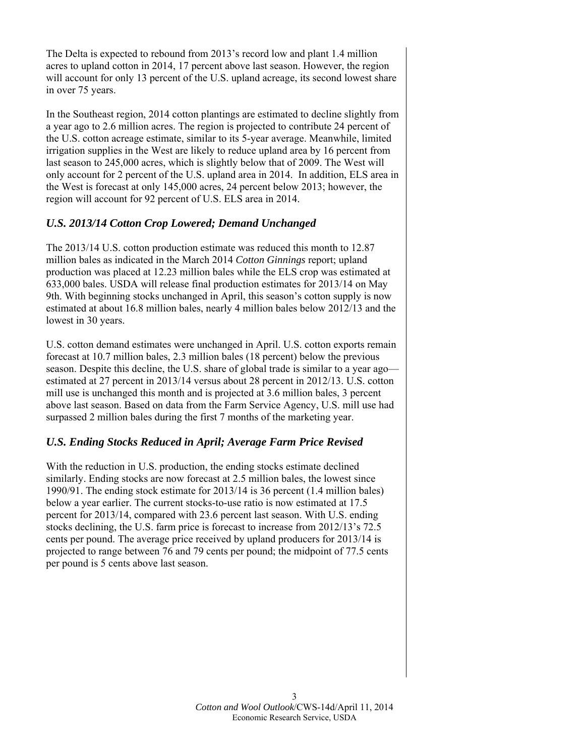The Delta is expected to rebound from 2013's record low and plant 1.4 million acres to upland cotton in 2014, 17 percent above last season. However, the region will account for only 13 percent of the U.S. upland acreage, its second lowest share in over 75 years.

In the Southeast region, 2014 cotton plantings are estimated to decline slightly from a year ago to 2.6 million acres. The region is projected to contribute 24 percent of the U.S. cotton acreage estimate, similar to its 5-year average. Meanwhile, limited irrigation supplies in the West are likely to reduce upland area by 16 percent from last season to 245,000 acres, which is slightly below that of 2009. The West will only account for 2 percent of the U.S. upland area in 2014. In addition, ELS area in the West is forecast at only 145,000 acres, 24 percent below 2013; however, the region will account for 92 percent of U.S. ELS area in 2014.

### *U.S. 2013/14 Cotton Crop Lowered; Demand Unchanged*

The 2013/14 U.S. cotton production estimate was reduced this month to 12.87 million bales as indicated in the March 2014 *Cotton Ginnings* report; upland production was placed at 12.23 million bales while the ELS crop was estimated at 633,000 bales. USDA will release final production estimates for 2013/14 on May 9th. With beginning stocks unchanged in April, this season's cotton supply is now estimated at about 16.8 million bales, nearly 4 million bales below 2012/13 and the lowest in 30 years.

U.S. cotton demand estimates were unchanged in April. U.S. cotton exports remain forecast at 10.7 million bales, 2.3 million bales (18 percent) below the previous season. Despite this decline, the U.S. share of global trade is similar to a year ago—estimated at 27 percent in 2013/14 versus about 28 percent in 2012/13. U.S. cotton mill use is unchanged this month and is projected at 3.6 million bales, 3 percent above last season. Based on data from the Farm Service Agency, U.S. mill use had surpassed 2 million bales during the first 7 months of the marketing year.

### *U.S. Ending Stocks Reduced in April; Average Farm Price Revised*

With the reduction in U.S. production, the ending stocks estimate declined similarly. Ending stocks are now forecast at 2.5 million bales, the lowest since 1990/91. The ending stock estimate for 2013/14 is 36 percent (1.4 million bales) below a year earlier. The current stocks-to-use ratio is now estimated at 17.5 percent for 2013/14, compared with 23.6 percent last season. With U.S. ending stocks declining, the U.S. farm price is forecast to increase from 2012/13's 72.5 cents per pound. The average price received by upland producers for 2013/14 is projected to range between 76 and 79 cents per pound; the midpoint of 77.5 cents per pound is 5 cents above last season.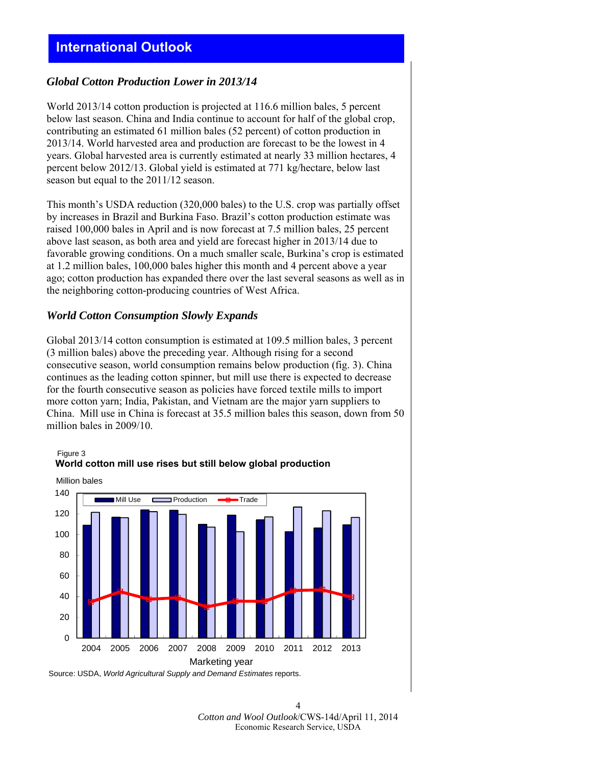# International Outlook

## *Global Cotton Production Lower in 2013/14*

World 2013/14 cotton production is projected at 116.6 million bales, 5 percent below last season. China and India continue to account for half of the global crop, contributing an estimated 61 million bales (52 percent) of cotton production in 2013/14. World harvested area and production are forecast to be the lowest in 4 years. Global harvested area is currently estimated at nearly 33 million hectares, 4 percent below 2012/13. Global yield is estimated at 771 kg/hectare, below last season but equal to the 2011/12 season.

This month's USDA reduction (320,000 bales) to the U.S. crop was partially offset by increases in Brazil and Burkina Faso. Brazil's cotton production estimate was raised 100,000 bales in April and is now forecast at 7.5 million bales, 25 percent above last season, as both area and yield are forecast higher in 2013/14 due to favorable growing conditions. On a much smaller scale, Burkina's crop is estimated at 1.2 million bales, 100,000 bales higher this month and 4 percent above a year ago; cotton production has expanded there over the last several seasons as well as in the neighboring cotton-producing countries of West Africa.

## *World Cotton Consumption Slowly Expands*

Global 2013/14 cotton consumption is estimated at 109.5 million bales, 3 percent (3 million bales) above the preceding year. Although rising for a second consecutive season, world consumption remains below production (fig. 3). China continues as the leading cotton spinner, but mill use there is expected to decrease for the fourth consecutive season as policies have forced textile mills to import more cotton yarn; India, Pakistan, and Vietnam are the major yarn suppliers to China. Mill use in China is forecast at 35.5 million bales this season, down from 50 million bales in 2009/10.

Figure 3

**World cotton mill use rises but still below global production**

Source: USDA, *World Agricultural Supply and Demand Estimates* reports.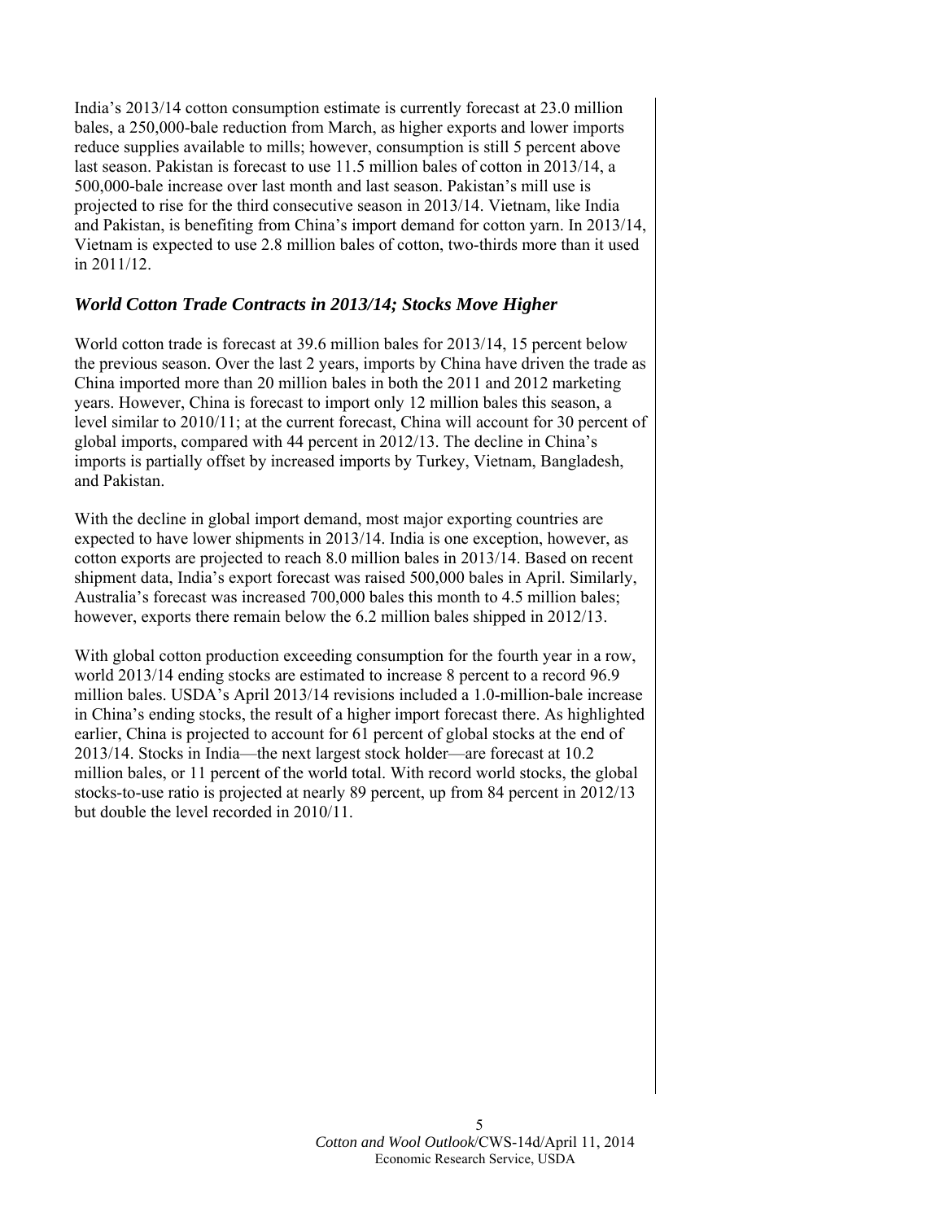India's 2013/14 cotton consumption estimate is currently forecast at 23.0 million bales, a 250,000-bale reduction from March, as higher exports and lower imports reduce supplies available to mills; however, consumption is still 5 percent above last season. Pakistan is forecast to use 11.5 million bales of cotton in 2013/14, a 500,000-bale increase over last month and last season. Pakistan's mill use is projected to rise for the third consecutive season in 2013/14. Vietnam, like India and Pakistan, is benefiting from China's import demand for cotton yarn. In 2013/14, Vietnam is expected to use 2.8 million bales of cotton, two-thirds more than it used in 2011/12.

### *World Cotton Trade Contracts in 2013/14; Stocks Move Higher*

World cotton trade is forecast at 39.6 million bales for 2013/14, 15 percent below the previous season. Over the last 2 years, imports by China have driven the trade as China imported more than 20 million bales in both the 2011 and 2012 marketing years. However, China is forecast to import only 12 million bales this season, a level similar to 2010/11; at the current forecast, China will account for 30 percent of global imports, compared with 44 percent in 2012/13. The decline in China's imports is partially offset by increased imports by Turkey, Vietnam, Bangladesh, and Pakistan.

With the decline in global import demand, most major exporting countries are expected to have lower shipments in 2013/14. India is one exception, however, as cotton exports are projected to reach 8.0 million bales in 2013/14. Based on recent shipment data, India's export forecast was raised 500,000 bales in April. Similarly, Australia's forecast was increased 700,000 bales this month to 4.5 million bales; however, exports there remain below the 6.2 million bales shipped in 2012/13.

With global cotton production exceeding consumption for the fourth year in a row, world 2013/14 ending stocks are estimated to increase 8 percent to a record 96.9 million bales. USDA's April 2013/14 revisions included a 1.0-million-bale increase in China's ending stocks, the result of a higher import forecast there. As highlighted earlier, China is projected to account for 61 percent of global stocks at the end of 2013/14. Stocks in India—the next largest stock holder—are forecast at 10.2 million bales, or 11 percent of the world total. With record world stocks, the global stocks-to-use ratio is projected at nearly 89 percent, up from 84 percent in 2012/13 but double the level recorded in 2010/11.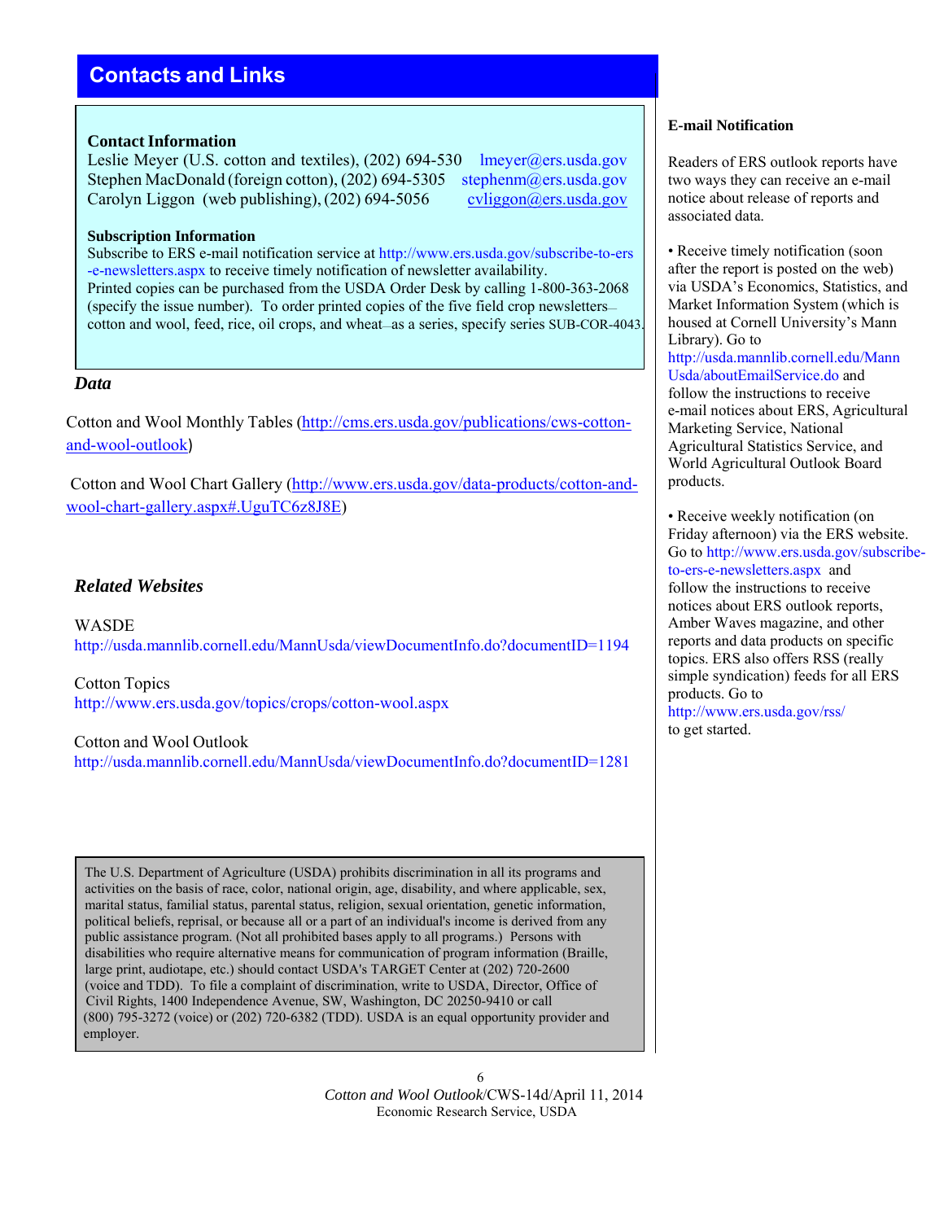## Contacts and Links

**Contact Information**

Leslie Meyer (U.S. cotton and textiles), (202) 694-530 lmeyer@ers.usda.gov
Stephen MacDonald (foreign cotton), (202) 694-5305 stephenm@ers.usda.gov
Carolyn Liggon (web publishing), (202) 694-5056 cvliggon@ers.usda.gov

**Subscription Information**

Subscribe to ERS e-mail notification service at http://www.ers.usda.gov/subscribe-to-ers-e-newsletters.aspx to receive timely notification of newsletter availability.
Printed copies can be purchased from the USDA Order Desk by calling 1-800-363-2068 (specify the issue number). To order printed copies of the five field crop newsletters—cotton and wool, feed, rice, oil crops, and wheat—as a series, specify series SUB-COR-4043.

### *Data*

Cotton and Wool Monthly Tables (http://cms.ers.usda.gov/publications/cws-cotton-and-wool-outlook)

Cotton and Wool Chart Gallery (http://www.ers.usda.gov/data-products/cotton-and-wool-chart-gallery.aspx#.UguTC6z8J8E)

### *Related Websites*

WASDE
http://usda.mannlib.cornell.edu/MannUsda/viewDocumentInfo.do?documentID=1194

Cotton Topics
http://www.ers.usda.gov/topics/crops/cotton-wool.aspx

Cotton and Wool Outlook
http://usda.mannlib.cornell.edu/MannUsda/viewDocumentInfo.do?documentID=1281

The U.S. Department of Agriculture (USDA) prohibits discrimination in all its programs and activities on the basis of race, color, national origin, age, disability, and where applicable, sex, marital status, familial status, parental status, religion, sexual orientation, genetic information, political beliefs, reprisal, or because all or a part of an individual's income is derived from any public assistance program. (Not all prohibited bases apply to all programs.) Persons with disabilities who require alternative means for communication of program information (Braille, large print, audiotape, etc.) should contact USDA's TARGET Center at (202) 720-2600 (voice and TDD). To file a complaint of discrimination, write to USDA, Director, Office of Civil Rights, 1400 Independence Avenue, SW, Washington, DC 20250-9410 or call (800) 795-3272 (voice) or (202) 720-6382 (TDD). USDA is an equal opportunity provider and employer.

**E-mail Notification**

Readers of ERS outlook reports have two ways they can receive an e-mail notice about release of reports and associated data.

- Receive timely notification (soon after the report is posted on the web) via USDA's Economics, Statistics, and Market Information System (which is housed at Cornell University's Mann Library). Go to http://usda.mannlib.cornell.edu/MannUsda/aboutEmailService.do and follow the instructions to receive e-mail notices about ERS, Agricultural Marketing Service, National Agricultural Statistics Service, and World Agricultural Outlook Board products.

- Receive weekly notification (on Friday afternoon) via the ERS website. Go to http://www.ers.usda.gov/subscribe-to-ers-e-newsletters.aspx and follow the instructions to receive notices about ERS outlook reports, Amber Waves magazine, and other reports and data products on specific topics. ERS also offers RSS (really simple syndication) feeds for all ERS products. Go to http://www.ers.usda.gov/rss/ to get started.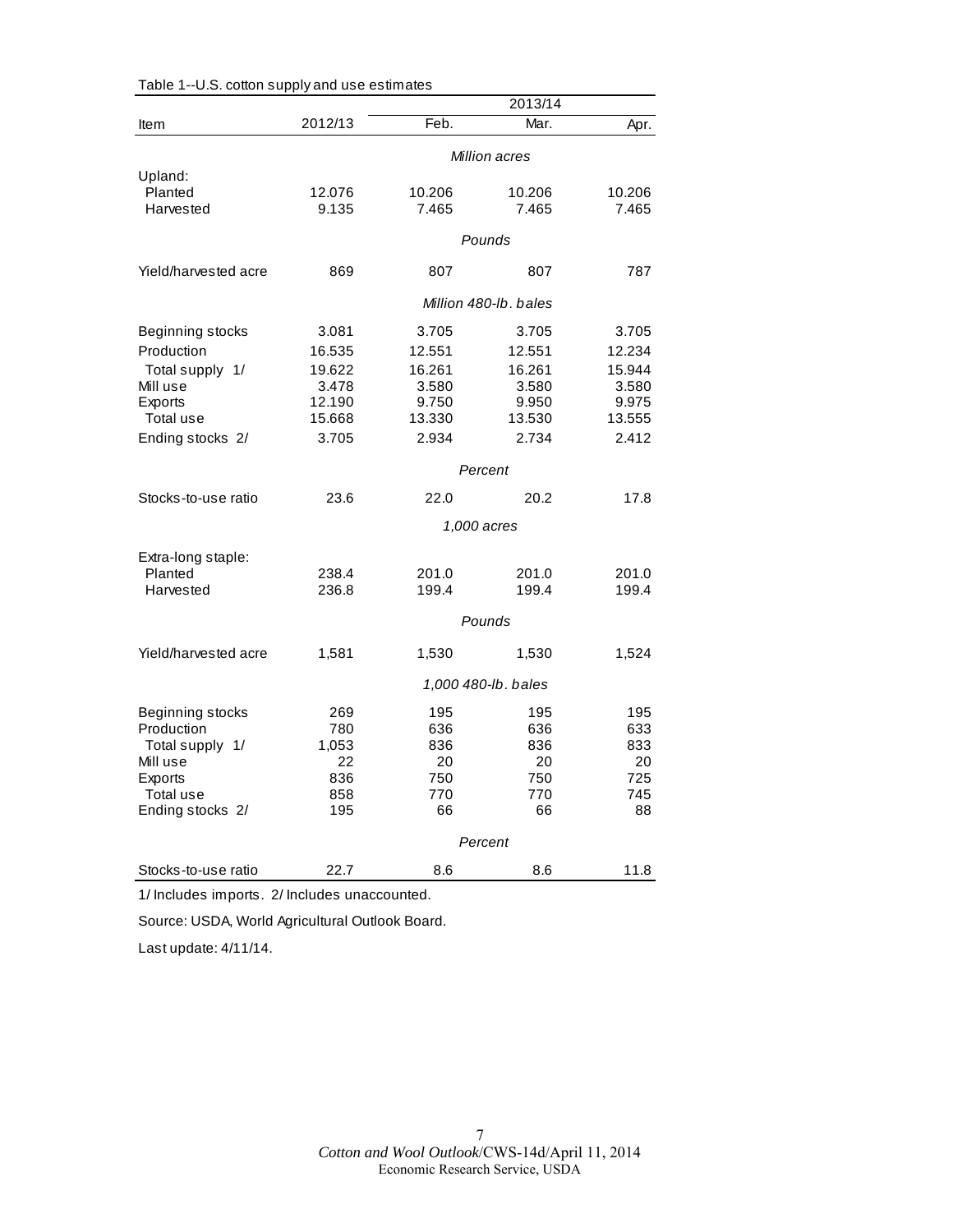Table 1--U.S. cotton supply and use estimates

| Item | 2012/13 | 2013/14 Feb. | 2013/14 Mar. | 2013/14 Apr. |
|---|---|---|---|---|
| | | *Million acres* | | |
| Upland: | | | | |
| Planted | 12.076 | 10.206 | 10.206 | 10.206 |
| Harvested | 9.135 | 7.465 | 7.465 | 7.465 |
| | | *Pounds* | | |
| Yield/harvested acre | 869 | 807 | 807 | 787 |
| | | *Million 480-lb. bales* | | |
| Beginning stocks | 3.081 | 3.705 | 3.705 | 3.705 |
| Production | 16.535 | 12.551 | 12.551 | 12.234 |
| Total supply 1/ | 19.622 | 16.261 | 16.261 | 15.944 |
| Mill use | 3.478 | 3.580 | 3.580 | 3.580 |
| Exports | 12.190 | 9.750 | 9.950 | 9.975 |
| Total use | 15.668 | 13.330 | 13.530 | 13.555 |
| Ending stocks 2/ | 3.705 | 2.934 | 2.734 | 2.412 |
| | | *Percent* | | |
| Stocks-to-use ratio | 23.6 | 22.0 | 20.2 | 17.8 |
| | | *1,000 acres* | | |
| Extra-long staple: | | | | |
| Planted | 238.4 | 201.0 | 201.0 | 201.0 |
| Harvested | 236.8 | 199.4 | 199.4 | 199.4 |
| | | *Pounds* | | |
| Yield/harvested acre | 1,581 | 1,530 | 1,530 | 1,524 |
| | | *1,000 480-lb. bales* | | |
| Beginning stocks | 269 | 195 | 195 | 195 |
| Production | 780 | 636 | 636 | 633 |
| Total supply 1/ | 1,053 | 836 | 836 | 833 |
| Mill use | 22 | 20 | 20 | 20 |
| Exports | 836 | 750 | 750 | 725 |
| Total use | 858 | 770 | 770 | 745 |
| Ending stocks 2/ | 195 | 66 | 66 | 88 |
| | | *Percent* | | |
| Stocks-to-use ratio | 22.7 | 8.6 | 8.6 | 11.8 |

1/ Includes imports. 2/ Includes unaccounted.

Source: USDA, World Agricultural Outlook Board.

Last update: 4/11/14.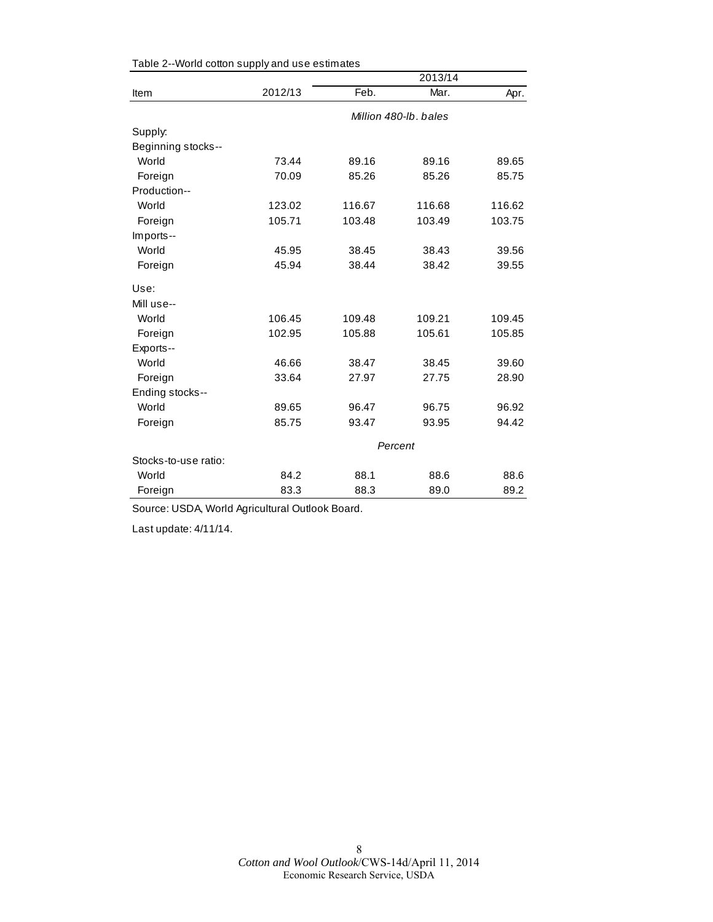Table 2--World cotton supply and use estimates

| Item | 2012/13 | 2013/14 | | |
|---|---|---|---|---|
| | | Feb. | Mar. | Apr. |
| | *Million 480-lb. bales* | | | |
| Supply: | | | | |
| Beginning stocks-- | | | | |
| World | 73.44 | 89.16 | 89.16 | 89.65 |
| Foreign | 70.09 | 85.26 | 85.26 | 85.75 |
| Production-- | | | | |
| World | 123.02 | 116.67 | 116.68 | 116.62 |
| Foreign | 105.71 | 103.48 | 103.49 | 103.75 |
| Imports-- | | | | |
| World | 45.95 | 38.45 | 38.43 | 39.56 |
| Foreign | 45.94 | 38.44 | 38.42 | 39.55 |
| Use: | | | | |
| Mill use-- | | | | |
| World | 106.45 | 109.48 | 109.21 | 109.45 |
| Foreign | 102.95 | 105.88 | 105.61 | 105.85 |
| Exports-- | | | | |
| World | 46.66 | 38.47 | 38.45 | 39.60 |
| Foreign | 33.64 | 27.97 | 27.75 | 28.90 |
| Ending stocks-- | | | | |
| World | 89.65 | 96.47 | 96.75 | 96.92 |
| Foreign | 85.75 | 93.47 | 93.95 | 94.42 |
| | *Percent* | | | |
| Stocks-to-use ratio: | | | | |
| World | 84.2 | 88.1 | 88.6 | 88.6 |
| Foreign | 83.3 | 88.3 | 89.0 | 89.2 |

Source: USDA, World Agricultural Outlook Board.

Last update: 4/11/14.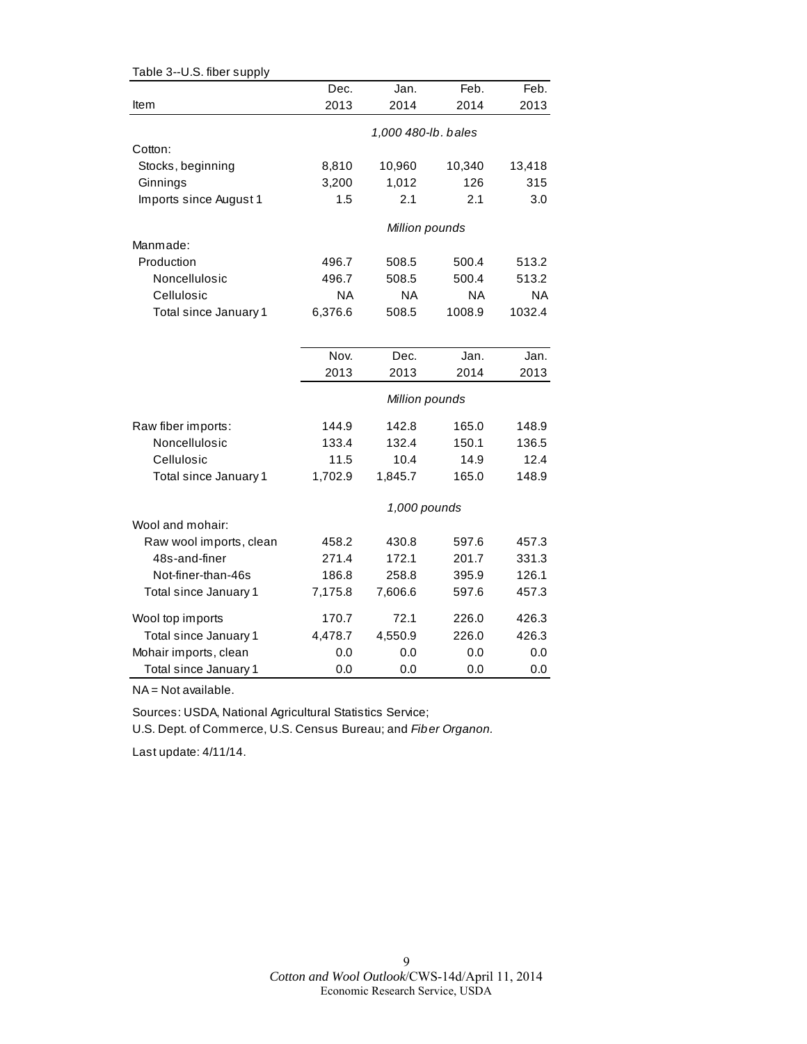Table 3--U.S. fiber supply

| Item | Dec. 2013 | Jan. 2014 | Feb. 2014 | Feb. 2013 |
|---|---|---|---|---|
| | *1,000 480-lb. bales* | | | |
| Cotton: | | | | |
| Stocks, beginning | 8,810 | 10,960 | 10,340 | 13,418 |
| Ginnings | 3,200 | 1,012 | 126 | 315 |
| Imports since August 1 | 1.5 | 2.1 | 2.1 | 3.0 |
| | *Million pounds* | | | |
| Manmade: | | | | |
| Production | 496.7 | 508.5 | 500.4 | 513.2 |
| Noncellulosic | 496.7 | 508.5 | 500.4 | 513.2 |
| Cellulosic | NA | NA | NA | NA |
| Total since January 1 | 6,376.6 | 508.5 | 1008.9 | 1032.4 |
| | **Nov. 2013** | **Dec. 2013** | **Jan. 2014** | **Jan. 2013** |
| | *Million pounds* | | | |
| Raw fiber imports: | 144.9 | 142.8 | 165.0 | 148.9 |
| Noncellulosic | 133.4 | 132.4 | 150.1 | 136.5 |
| Cellulosic | 11.5 | 10.4 | 14.9 | 12.4 |
| Total since January 1 | 1,702.9 | 1,845.7 | 165.0 | 148.9 |
| | *1,000 pounds* | | | |
| Wool and mohair: | | | | |
| Raw wool imports, clean | 458.2 | 430.8 | 597.6 | 457.3 |
| 48s-and-finer | 271.4 | 172.1 | 201.7 | 331.3 |
| Not-finer-than-46s | 186.8 | 258.8 | 395.9 | 126.1 |
| Total since January 1 | 7,175.8 | 7,606.6 | 597.6 | 457.3 |
| Wool top imports | 170.7 | 72.1 | 226.0 | 426.3 |
| Total since January 1 | 4,478.7 | 4,550.9 | 226.0 | 426.3 |
| Mohair imports, clean | 0.0 | 0.0 | 0.0 | 0.0 |
| Total since January 1 | 0.0 | 0.0 | 0.0 | 0.0 |

NA = Not available.

Sources: USDA, National Agricultural Statistics Service;
U.S. Dept. of Commerce, U.S. Census Bureau; and *Fiber Organon*.

Last update: 4/11/14.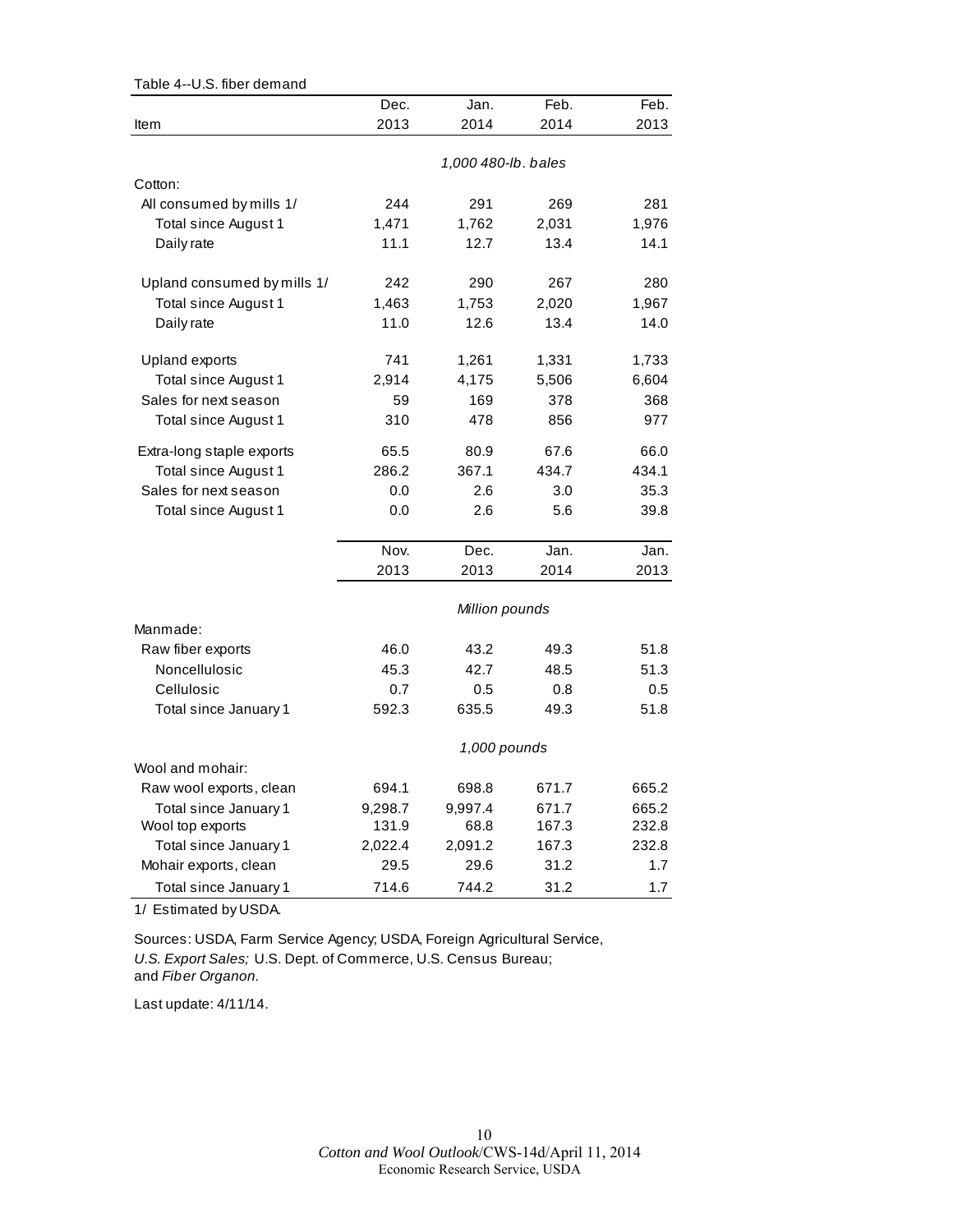Table 4--U.S. fiber demand

| Item | Dec. 2013 | Jan. 2014 | Feb. 2014 | Feb. 2013 |
|---|---|---|---|---|
| | *1,000 480-lb. bales* | | | |
| Cotton: | | | | |
| All consumed by mills 1/ | 244 | 291 | 269 | 281 |
| Total since August 1 | 1,471 | 1,762 | 2,031 | 1,976 |
| Daily rate | 11.1 | 12.7 | 13.4 | 14.1 |
| Upland consumed by mills 1/ | 242 | 290 | 267 | 280 |
| Total since August 1 | 1,463 | 1,753 | 2,020 | 1,967 |
| Daily rate | 11.0 | 12.6 | 13.4 | 14.0 |
| Upland exports | 741 | 1,261 | 1,331 | 1,733 |
| Total since August 1 | 2,914 | 4,175 | 5,506 | 6,604 |
| Sales for next season | 59 | 169 | 378 | 368 |
| Total since August 1 | 310 | 478 | 856 | 977 |
| Extra-long staple exports | 65.5 | 80.9 | 67.6 | 66.0 |
| Total since August 1 | 286.2 | 367.1 | 434.7 | 434.1 |
| Sales for next season | 0.0 | 2.6 | 3.0 | 35.3 |
| Total since August 1 | 0.0 | 2.6 | 5.6 | 39.8 |
| | **Nov. 2013** | **Dec. 2013** | **Jan. 2014** | **Jan. 2013** |
| | *Million pounds* | | | |
| Manmade: | | | | |
| Raw fiber exports | 46.0 | 43.2 | 49.3 | 51.8 |
| Noncellulosic | 45.3 | 42.7 | 48.5 | 51.3 |
| Cellulosic | 0.7 | 0.5 | 0.8 | 0.5 |
| Total since January 1 | 592.3 | 635.5 | 49.3 | 51.8 |
| | *1,000 pounds* | | | |
| Wool and mohair: | | | | |
| Raw wool exports, clean | 694.1 | 698.8 | 671.7 | 665.2 |
| Total since January 1 | 9,298.7 | 9,997.4 | 671.7 | 665.2 |
| Wool top exports | 131.9 | 68.8 | 167.3 | 232.8 |
| Total since January 1 | 2,022.4 | 2,091.2 | 167.3 | 232.8 |
| Mohair exports, clean | 29.5 | 29.6 | 31.2 | 1.7 |
| Total since January 1 | 714.6 | 744.2 | 31.2 | 1.7 |

1/ Estimated by USDA.

Sources: USDA, Farm Service Agency; USDA, Foreign Agricultural Service, *U.S. Export Sales;* U.S. Dept. of Commerce, U.S. Census Bureau; and *Fiber Organon.*

Last update: 4/11/14.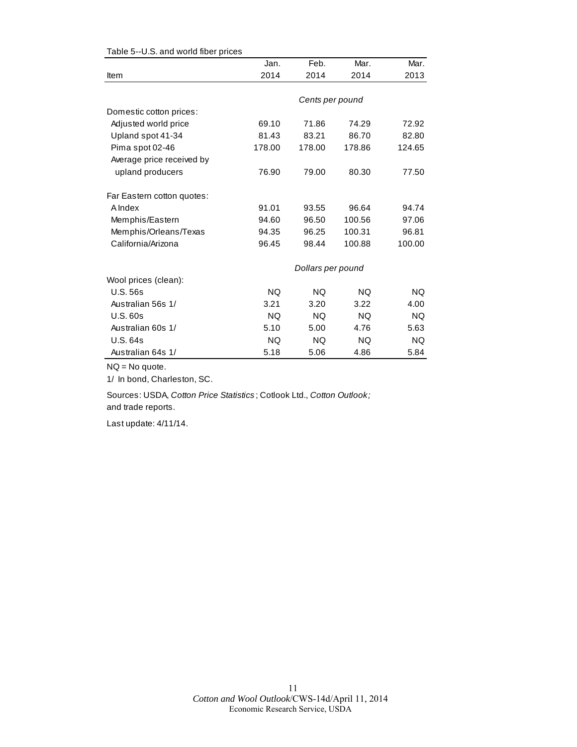Table 5--U.S. and world fiber prices

| Item | Jan. 2014 | Feb. 2014 | Mar. 2014 | Mar. 2013 |
|---|---|---|---|---|
| | Cents per pound | | | |
| Domestic cotton prices: | | | | |
| Adjusted world price | 69.10 | 71.86 | 74.29 | 72.92 |
| Upland spot 41-34 | 81.43 | 83.21 | 86.70 | 82.80 |
| Pima spot 02-46 | 178.00 | 178.00 | 178.86 | 124.65 |
| Average price received by upland producers | 76.90 | 79.00 | 80.30 | 77.50 |
| Far Eastern cotton quotes: | | | | |
| A Index | 91.01 | 93.55 | 96.64 | 94.74 |
| Memphis/Eastern | 94.60 | 96.50 | 100.56 | 97.06 |
| Memphis/Orleans/Texas | 94.35 | 96.25 | 100.31 | 96.81 |
| California/Arizona | 96.45 | 98.44 | 100.88 | 100.00 |
| | Dollars per pound | | | |
| Wool prices (clean): | | | | |
| U.S. 56s | NQ | NQ | NQ | NQ |
| Australian 56s 1/ | 3.21 | 3.20 | 3.22 | 4.00 |
| U.S. 60s | NQ | NQ | NQ | NQ |
| Australian 60s 1/ | 5.10 | 5.00 | 4.76 | 5.63 |
| U.S. 64s | NQ | NQ | NQ | NQ |
| Australian 64s 1/ | 5.18 | 5.06 | 4.86 | 5.84 |

NQ = No quote.

1/ In bond, Charleston, SC.

Sources: USDA, *Cotton Price Statistics*; Cotlook Ltd., *Cotton Outlook;* and trade reports.

Last update: 4/11/14.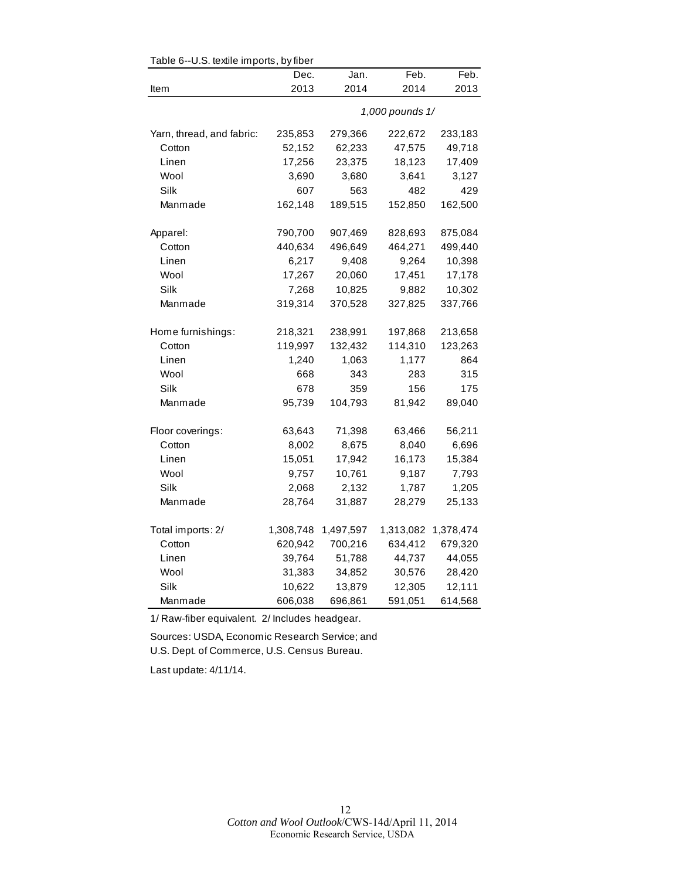Table 6--U.S. textile imports, by fiber

| Item | Dec. 2013 | Jan. 2014 | Feb. 2014 | Feb. 2013 |
|---|---|---|---|---|
| | | | *1,000 pounds 1/* | |
| Yarn, thread, and fabric: | 235,853 | 279,366 | 222,672 | 233,183 |
| Cotton | 52,152 | 62,233 | 47,575 | 49,718 |
| Linen | 17,256 | 23,375 | 18,123 | 17,409 |
| Wool | 3,690 | 3,680 | 3,641 | 3,127 |
| Silk | 607 | 563 | 482 | 429 |
| Manmade | 162,148 | 189,515 | 152,850 | 162,500 |
| Apparel: | 790,700 | 907,469 | 828,693 | 875,084 |
| Cotton | 440,634 | 496,649 | 464,271 | 499,440 |
| Linen | 6,217 | 9,408 | 9,264 | 10,398 |
| Wool | 17,267 | 20,060 | 17,451 | 17,178 |
| Silk | 7,268 | 10,825 | 9,882 | 10,302 |
| Manmade | 319,314 | 370,528 | 327,825 | 337,766 |
| Home furnishings: | 218,321 | 238,991 | 197,868 | 213,658 |
| Cotton | 119,997 | 132,432 | 114,310 | 123,263 |
| Linen | 1,240 | 1,063 | 1,177 | 864 |
| Wool | 668 | 343 | 283 | 315 |
| Silk | 678 | 359 | 156 | 175 |
| Manmade | 95,739 | 104,793 | 81,942 | 89,040 |
| Floor coverings: | 63,643 | 71,398 | 63,466 | 56,211 |
| Cotton | 8,002 | 8,675 | 8,040 | 6,696 |
| Linen | 15,051 | 17,942 | 16,173 | 15,384 |
| Wool | 9,757 | 10,761 | 9,187 | 7,793 |
| Silk | 2,068 | 2,132 | 1,787 | 1,205 |
| Manmade | 28,764 | 31,887 | 28,279 | 25,133 |
| Total imports: 2/ | 1,308,748 | 1,497,597 | 1,313,082 | 1,378,474 |
| Cotton | 620,942 | 700,216 | 634,412 | 679,320 |
| Linen | 39,764 | 51,788 | 44,737 | 44,055 |
| Wool | 31,383 | 34,852 | 30,576 | 28,420 |
| Silk | 10,622 | 13,879 | 12,305 | 12,111 |
| Manmade | 606,038 | 696,861 | 591,051 | 614,568 |

1/ Raw-fiber equivalent. 2/ Includes headgear.

Sources: USDA, Economic Research Service; and U.S. Dept. of Commerce, U.S. Census Bureau.

Last update: 4/11/14.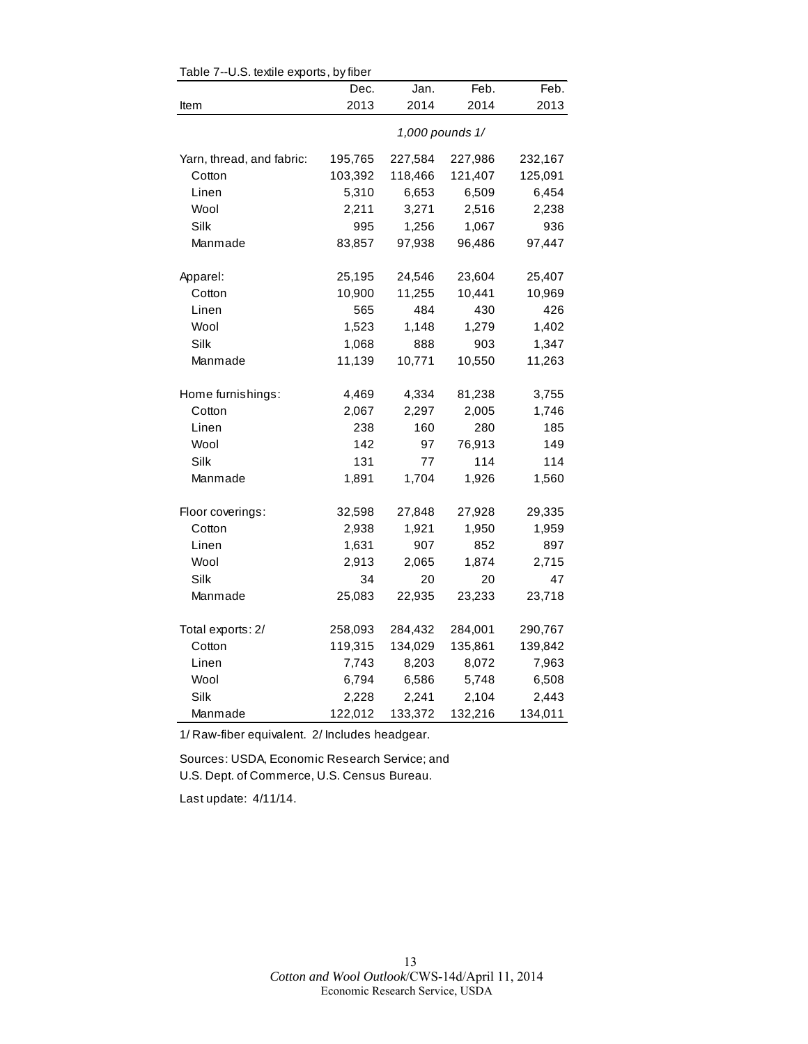Table 7--U.S. textile exports, by fiber

| Item | Dec. 2013 | Jan. 2014 | Feb. 2014 | Feb. 2013 |
|---|---|---|---|---|
| | *1,000 pounds 1/* | | | |
| Yarn, thread, and fabric: | 195,765 | 227,584 | 227,986 | 232,167 |
| Cotton | 103,392 | 118,466 | 121,407 | 125,091 |
| Linen | 5,310 | 6,653 | 6,509 | 6,454 |
| Wool | 2,211 | 3,271 | 2,516 | 2,238 |
| Silk | 995 | 1,256 | 1,067 | 936 |
| Manmade | 83,857 | 97,938 | 96,486 | 97,447 |
| Apparel: | 25,195 | 24,546 | 23,604 | 25,407 |
| Cotton | 10,900 | 11,255 | 10,441 | 10,969 |
| Linen | 565 | 484 | 430 | 426 |
| Wool | 1,523 | 1,148 | 1,279 | 1,402 |
| Silk | 1,068 | 888 | 903 | 1,347 |
| Manmade | 11,139 | 10,771 | 10,550 | 11,263 |
| Home furnishings: | 4,469 | 4,334 | 81,238 | 3,755 |
| Cotton | 2,067 | 2,297 | 2,005 | 1,746 |
| Linen | 238 | 160 | 280 | 185 |
| Wool | 142 | 97 | 76,913 | 149 |
| Silk | 131 | 77 | 114 | 114 |
| Manmade | 1,891 | 1,704 | 1,926 | 1,560 |
| Floor coverings: | 32,598 | 27,848 | 27,928 | 29,335 |
| Cotton | 2,938 | 1,921 | 1,950 | 1,959 |
| Linen | 1,631 | 907 | 852 | 897 |
| Wool | 2,913 | 2,065 | 1,874 | 2,715 |
| Silk | 34 | 20 | 20 | 47 |
| Manmade | 25,083 | 22,935 | 23,233 | 23,718 |
| Total exports: 2/ | 258,093 | 284,432 | 284,001 | 290,767 |
| Cotton | 119,315 | 134,029 | 135,861 | 139,842 |
| Linen | 7,743 | 8,203 | 8,072 | 7,963 |
| Wool | 6,794 | 6,586 | 5,748 | 6,508 |
| Silk | 2,228 | 2,241 | 2,104 | 2,443 |
| Manmade | 122,012 | 133,372 | 132,216 | 134,011 |

1/ Raw-fiber equivalent. 2/ Includes headgear.

Sources: USDA, Economic Research Service; and U.S. Dept. of Commerce, U.S. Census Bureau.

Last update: 4/11/14.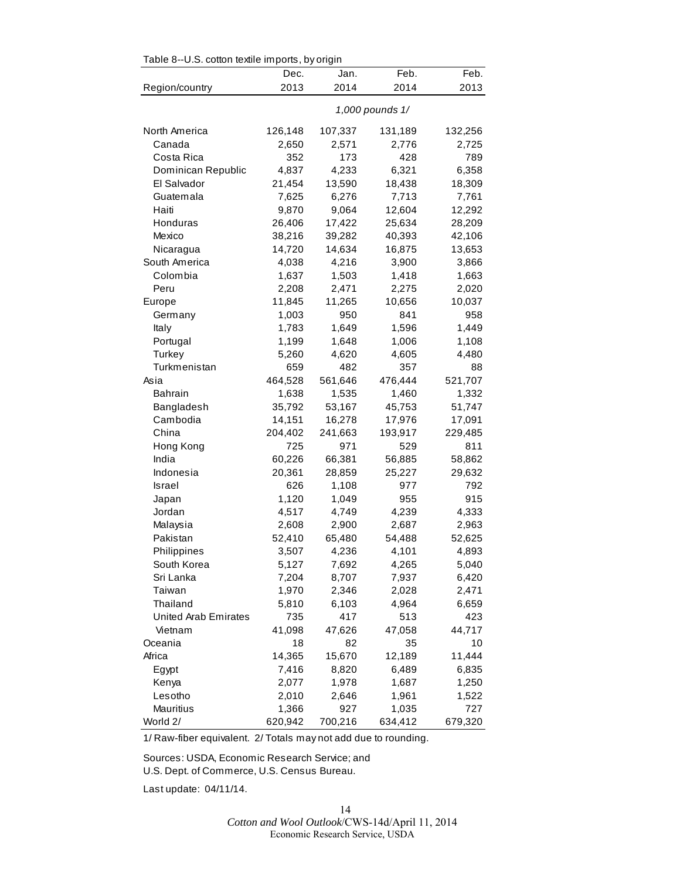Table 8--U.S. cotton textile imports, by origin

| Region/country | Dec. 2013 | Jan. 2014 | Feb. 2014 | Feb. 2013 |
|---|---|---|---|---|
| | | | *1,000 pounds 1/* | |
| North America | 126,148 | 107,337 | 131,189 | 132,256 |
| Canada | 2,650 | 2,571 | 2,776 | 2,725 |
| Costa Rica | 352 | 173 | 428 | 789 |
| Dominican Republic | 4,837 | 4,233 | 6,321 | 6,358 |
| El Salvador | 21,454 | 13,590 | 18,438 | 18,309 |
| Guatemala | 7,625 | 6,276 | 7,713 | 7,761 |
| Haiti | 9,870 | 9,064 | 12,604 | 12,292 |
| Honduras | 26,406 | 17,422 | 25,634 | 28,209 |
| Mexico | 38,216 | 39,282 | 40,393 | 42,106 |
| Nicaragua | 14,720 | 14,634 | 16,875 | 13,653 |
| South America | 4,038 | 4,216 | 3,900 | 3,866 |
| Colombia | 1,637 | 1,503 | 1,418 | 1,663 |
| Peru | 2,208 | 2,471 | 2,275 | 2,020 |
| Europe | 11,845 | 11,265 | 10,656 | 10,037 |
| Germany | 1,003 | 950 | 841 | 958 |
| Italy | 1,783 | 1,649 | 1,596 | 1,449 |
| Portugal | 1,199 | 1,648 | 1,006 | 1,108 |
| Turkey | 5,260 | 4,620 | 4,605 | 4,480 |
| Turkmenistan | 659 | 482 | 357 | 88 |
| Asia | 464,528 | 561,646 | 476,444 | 521,707 |
| Bahrain | 1,638 | 1,535 | 1,460 | 1,332 |
| Bangladesh | 35,792 | 53,167 | 45,753 | 51,747 |
| Cambodia | 14,151 | 16,278 | 17,976 | 17,091 |
| China | 204,402 | 241,663 | 193,917 | 229,485 |
| Hong Kong | 725 | 971 | 529 | 811 |
| India | 60,226 | 66,381 | 56,885 | 58,862 |
| Indonesia | 20,361 | 28,859 | 25,227 | 29,632 |
| Israel | 626 | 1,108 | 977 | 792 |
| Japan | 1,120 | 1,049 | 955 | 915 |
| Jordan | 4,517 | 4,749 | 4,239 | 4,333 |
| Malaysia | 2,608 | 2,900 | 2,687 | 2,963 |
| Pakistan | 52,410 | 65,480 | 54,488 | 52,625 |
| Philippines | 3,507 | 4,236 | 4,101 | 4,893 |
| South Korea | 5,127 | 7,692 | 4,265 | 5,040 |
| Sri Lanka | 7,204 | 8,707 | 7,937 | 6,420 |
| Taiwan | 1,970 | 2,346 | 2,028 | 2,471 |
| Thailand | 5,810 | 6,103 | 4,964 | 6,659 |
| United Arab Emirates | 735 | 417 | 513 | 423 |
| Vietnam | 41,098 | 47,626 | 47,058 | 44,717 |
| Oceania | 18 | 82 | 35 | 10 |
| Africa | 14,365 | 15,670 | 12,189 | 11,444 |
| Egypt | 7,416 | 8,820 | 6,489 | 6,835 |
| Kenya | 2,077 | 1,978 | 1,687 | 1,250 |
| Lesotho | 2,010 | 2,646 | 1,961 | 1,522 |
| Mauritius | 1,366 | 927 | 1,035 | 727 |
| World 2/ | 620,942 | 700,216 | 634,412 | 679,320 |

1/ Raw-fiber equivalent. 2/ Totals may not add due to rounding.

Sources: USDA, Economic Research Service; and
U.S. Dept. of Commerce, U.S. Census Bureau.

Last update: 04/11/14.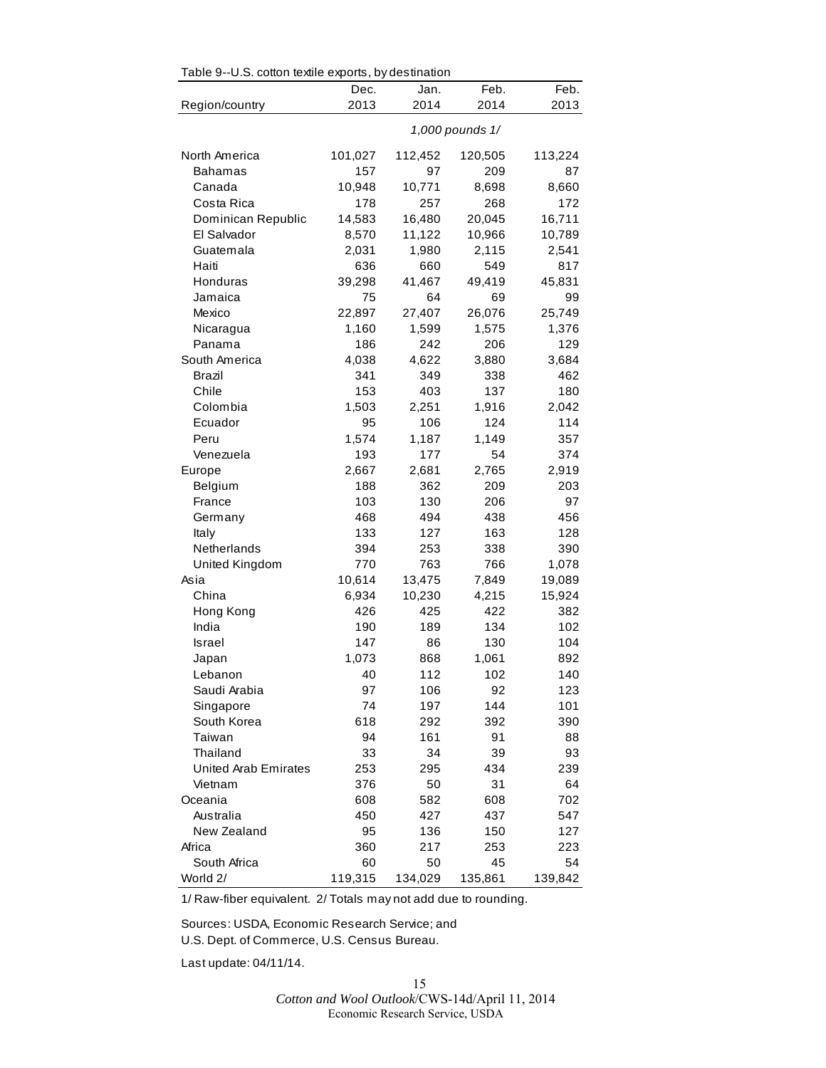Table 9--U.S. cotton textile exports, by destination

| Region/country | Dec. 2013 | Jan. 2014 | Feb. 2014 | Feb. 2013 |
|---|---|---|---|---|
| | *1,000 pounds 1/* | | | |
| North America | 101,027 | 112,452 | 120,505 | 113,224 |
| Bahamas | 157 | 97 | 209 | 87 |
| Canada | 10,948 | 10,771 | 8,698 | 8,660 |
| Costa Rica | 178 | 257 | 268 | 172 |
| Dominican Republic | 14,583 | 16,480 | 20,045 | 16,711 |
| El Salvador | 8,570 | 11,122 | 10,966 | 10,789 |
| Guatemala | 2,031 | 1,980 | 2,115 | 2,541 |
| Haiti | 636 | 660 | 549 | 817 |
| Honduras | 39,298 | 41,467 | 49,419 | 45,831 |
| Jamaica | 75 | 64 | 69 | 99 |
| Mexico | 22,897 | 27,407 | 26,076 | 25,749 |
| Nicaragua | 1,160 | 1,599 | 1,575 | 1,376 |
| Panama | 186 | 242 | 206 | 129 |
| South America | 4,038 | 4,622 | 3,880 | 3,684 |
| Brazil | 341 | 349 | 338 | 462 |
| Chile | 153 | 403 | 137 | 180 |
| Colombia | 1,503 | 2,251 | 1,916 | 2,042 |
| Ecuador | 95 | 106 | 124 | 114 |
| Peru | 1,574 | 1,187 | 1,149 | 357 |
| Venezuela | 193 | 177 | 54 | 374 |
| Europe | 2,667 | 2,681 | 2,765 | 2,919 |
| Belgium | 188 | 362 | 209 | 203 |
| France | 103 | 130 | 206 | 97 |
| Germany | 468 | 494 | 438 | 456 |
| Italy | 133 | 127 | 163 | 128 |
| Netherlands | 394 | 253 | 338 | 390 |
| United Kingdom | 770 | 763 | 766 | 1,078 |
| Asia | 10,614 | 13,475 | 7,849 | 19,089 |
| China | 6,934 | 10,230 | 4,215 | 15,924 |
| Hong Kong | 426 | 425 | 422 | 382 |
| India | 190 | 189 | 134 | 102 |
| Israel | 147 | 86 | 130 | 104 |
| Japan | 1,073 | 868 | 1,061 | 892 |
| Lebanon | 40 | 112 | 102 | 140 |
| Saudi Arabia | 97 | 106 | 92 | 123 |
| Singapore | 74 | 197 | 144 | 101 |
| South Korea | 618 | 292 | 392 | 390 |
| Taiwan | 94 | 161 | 91 | 88 |
| Thailand | 33 | 34 | 39 | 93 |
| United Arab Emirates | 253 | 295 | 434 | 239 |
| Vietnam | 376 | 50 | 31 | 64 |
| Oceania | 608 | 582 | 608 | 702 |
| Australia | 450 | 427 | 437 | 547 |
| New Zealand | 95 | 136 | 150 | 127 |
| Africa | 360 | 217 | 253 | 223 |
| South Africa | 60 | 50 | 45 | 54 |
| World 2/ | 119,315 | 134,029 | 135,861 | 139,842 |

1/ Raw-fiber equivalent. 2/ Totals may not add due to rounding.

Sources: USDA, Economic Research Service; and
U.S. Dept. of Commerce, U.S. Census Bureau.

Last update: 04/11/14.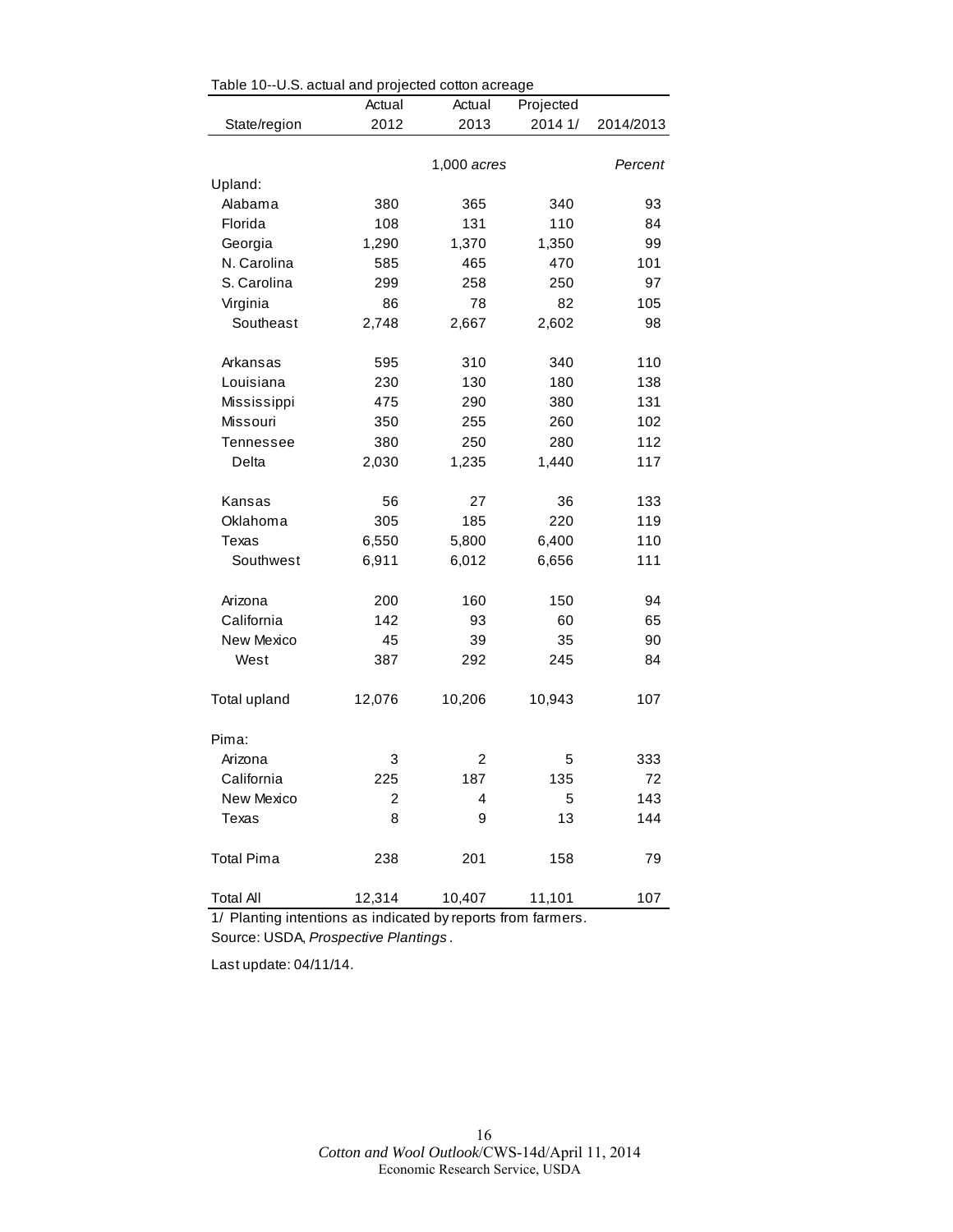Table 10--U.S. actual and projected cotton acreage

| State/region | Actual 2012 | Actual 2013 | Projected 2014 1/ | 2014/2013 |
|---|---|---|---|---|
| | | 1,000 *acres* | | *Percent* |
| Upland: | | | | |
| Alabama | 380 | 365 | 340 | 93 |
| Florida | 108 | 131 | 110 | 84 |
| Georgia | 1,290 | 1,370 | 1,350 | 99 |
| N. Carolina | 585 | 465 | 470 | 101 |
| S. Carolina | 299 | 258 | 250 | 97 |
| Virginia | 86 | 78 | 82 | 105 |
| Southeast | 2,748 | 2,667 | 2,602 | 98 |
| | | | | |
| Arkansas | 595 | 310 | 340 | 110 |
| Louisiana | 230 | 130 | 180 | 138 |
| Mississippi | 475 | 290 | 380 | 131 |
| Missouri | 350 | 255 | 260 | 102 |
| Tennessee | 380 | 250 | 280 | 112 |
| Delta | 2,030 | 1,235 | 1,440 | 117 |
| | | | | |
| Kansas | 56 | 27 | 36 | 133 |
| Oklahoma | 305 | 185 | 220 | 119 |
| Texas | 6,550 | 5,800 | 6,400 | 110 |
| Southwest | 6,911 | 6,012 | 6,656 | 111 |
| | | | | |
| Arizona | 200 | 160 | 150 | 94 |
| California | 142 | 93 | 60 | 65 |
| New Mexico | 45 | 39 | 35 | 90 |
| West | 387 | 292 | 245 | 84 |
| | | | | |
| Total upland | 12,076 | 10,206 | 10,943 | 107 |
| | | | | |
| Pima: | | | | |
| Arizona | 3 | 2 | 5 | 333 |
| California | 225 | 187 | 135 | 72 |
| New Mexico | 2 | 4 | 5 | 143 |
| Texas | 8 | 9 | 13 | 144 |
| | | | | |
| Total Pima | 238 | 201 | 158 | 79 |
| | | | | |
| Total All | 12,314 | 10,407 | 11,101 | 107 |

1/ Planting intentions as indicated by reports from farmers.

Source: USDA, *Prospective Plantings*.

Last update: 04/11/14.